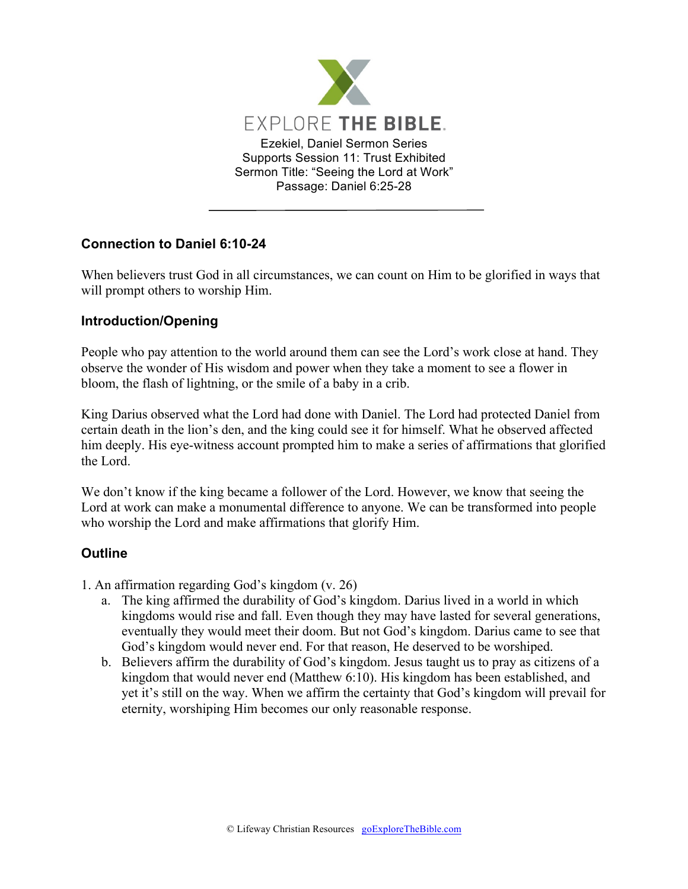EXPLORE **THE BIBLE**.

Ezekiel, Daniel Sermon Series
Supports Session 11: Trust Exhibited
Sermon Title: "Seeing the Lord at Work"
Passage: Daniel 6:25-28

---

### Connection to Daniel 6:10-24

When believers trust God in all circumstances, we can count on Him to be glorified in ways that will prompt others to worship Him.

### Introduction/Opening

People who pay attention to the world around them can see the Lord's work close at hand. They observe the wonder of His wisdom and power when they take a moment to see a flower in bloom, the flash of lightning, or the smile of a baby in a crib.

King Darius observed what the Lord had done with Daniel. The Lord had protected Daniel from certain death in the lion's den, and the king could see it for himself. What he observed affected him deeply. His eye-witness account prompted him to make a series of affirmations that glorified the Lord.

We don't know if the king became a follower of the Lord. However, we know that seeing the Lord at work can make a monumental difference to anyone. We can be transformed into people who worship the Lord and make affirmations that glorify Him.

### Outline

1. An affirmation regarding God's kingdom (v. 26)
    a. The king affirmed the durability of God's kingdom. Darius lived in a world in which kingdoms would rise and fall. Even though they may have lasted for several generations, eventually they would meet their doom. But not God's kingdom. Darius came to see that God's kingdom would never end. For that reason, He deserved to be worshiped.
    b. Believers affirm the durability of God's kingdom. Jesus taught us to pray as citizens of a kingdom that would never end (Matthew 6:10). His kingdom has been established, and yet it's still on the way. When we affirm the certainty that God's kingdom will prevail for eternity, worshiping Him becomes our only reasonable response.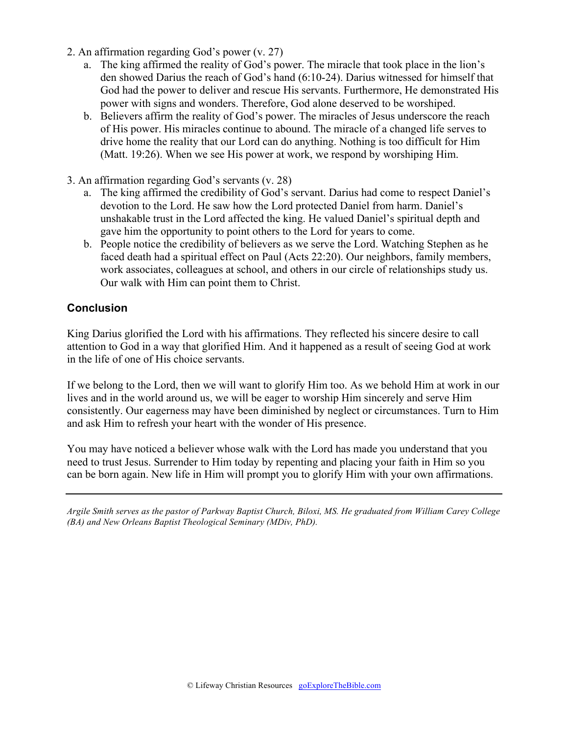2. An affirmation regarding God's power (v. 27)
   a. The king affirmed the reality of God's power. The miracle that took place in the lion's den showed Darius the reach of God's hand (6:10-24). Darius witnessed for himself that God had the power to deliver and rescue His servants. Furthermore, He demonstrated His power with signs and wonders. Therefore, God alone deserved to be worshiped.
   b. Believers affirm the reality of God's power. The miracles of Jesus underscore the reach of His power. His miracles continue to abound. The miracle of a changed life serves to drive home the reality that our Lord can do anything. Nothing is too difficult for Him (Matt. 19:26). When we see His power at work, we respond by worshiping Him.

3. An affirmation regarding God's servants (v. 28)
   a. The king affirmed the credibility of God's servant. Darius had come to respect Daniel's devotion to the Lord. He saw how the Lord protected Daniel from harm. Daniel's unshakable trust in the Lord affected the king. He valued Daniel's spiritual depth and gave him the opportunity to point others to the Lord for years to come.
   b. People notice the credibility of believers as we serve the Lord. Watching Stephen as he faced death had a spiritual effect on Paul (Acts 22:20). Our neighbors, family members, work associates, colleagues at school, and others in our circle of relationships study us. Our walk with Him can point them to Christ.

## Conclusion

King Darius glorified the Lord with his affirmations. They reflected his sincere desire to call attention to God in a way that glorified Him. And it happened as a result of seeing God at work in the life of one of His choice servants.

If we belong to the Lord, then we will want to glorify Him too. As we behold Him at work in our lives and in the world around us, we will be eager to worship Him sincerely and serve Him consistently. Our eagerness may have been diminished by neglect or circumstances. Turn to Him and ask Him to refresh your heart with the wonder of His presence.

You may have noticed a believer whose walk with the Lord has made you understand that you need to trust Jesus. Surrender to Him today by repenting and placing your faith in Him so you can be born again. New life in Him will prompt you to glorify Him with your own affirmations.

---

*Argile Smith serves as the pastor of Parkway Baptist Church, Biloxi, MS. He graduated from William Carey College (BA) and New Orleans Baptist Theological Seminary (MDiv, PhD).*

© Lifeway Christian Resources goExploreTheBible.com